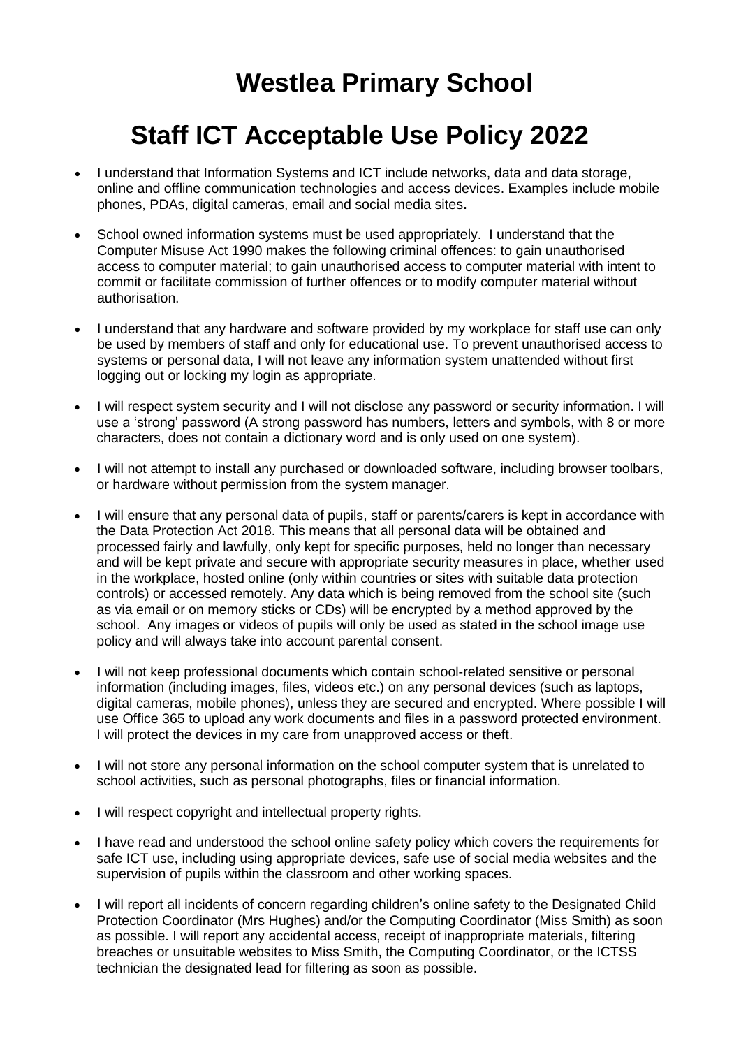# Westlea Primary School

# Staff ICT Acceptable Use Policy 2022

- I understand that Information Systems and ICT include networks, data and data storage, online and offline communication technologies and access devices. Examples include mobile phones, PDAs, digital cameras, email and social media sites**.**
- School owned information systems must be used appropriately. I understand that the Computer Misuse Act 1990 makes the following criminal offences: to gain unauthorised access to computer material; to gain unauthorised access to computer material with intent to commit or facilitate commission of further offences or to modify computer material without authorisation.
- I understand that any hardware and software provided by my workplace for staff use can only be used by members of staff and only for educational use. To prevent unauthorised access to systems or personal data, I will not leave any information system unattended without first logging out or locking my login as appropriate.
- I will respect system security and I will not disclose any password or security information. I will use a 'strong' password (A strong password has numbers, letters and symbols, with 8 or more characters, does not contain a dictionary word and is only used on one system).
- I will not attempt to install any purchased or downloaded software, including browser toolbars, or hardware without permission from the system manager.
- I will ensure that any personal data of pupils, staff or parents/carers is kept in accordance with the Data Protection Act 2018. This means that all personal data will be obtained and processed fairly and lawfully, only kept for specific purposes, held no longer than necessary and will be kept private and secure with appropriate security measures in place, whether used in the workplace, hosted online (only within countries or sites with suitable data protection controls) or accessed remotely. Any data which is being removed from the school site (such as via email or on memory sticks or CDs) will be encrypted by a method approved by the school. Any images or videos of pupils will only be used as stated in the school image use policy and will always take into account parental consent.
- I will not keep professional documents which contain school-related sensitive or personal information (including images, files, videos etc.) on any personal devices (such as laptops, digital cameras, mobile phones), unless they are secured and encrypted. Where possible I will use Office 365 to upload any work documents and files in a password protected environment. I will protect the devices in my care from unapproved access or theft.
- I will not store any personal information on the school computer system that is unrelated to school activities, such as personal photographs, files or financial information.
- I will respect copyright and intellectual property rights.
- I have read and understood the school online safety policy which covers the requirements for safe ICT use, including using appropriate devices, safe use of social media websites and the supervision of pupils within the classroom and other working spaces.
- I will report all incidents of concern regarding children's online safety to the Designated Child Protection Coordinator (Mrs Hughes) and/or the Computing Coordinator (Miss Smith) as soon as possible. I will report any accidental access, receipt of inappropriate materials, filtering breaches or unsuitable websites to Miss Smith, the Computing Coordinator, or the ICTSS technician the designated lead for filtering as soon as possible.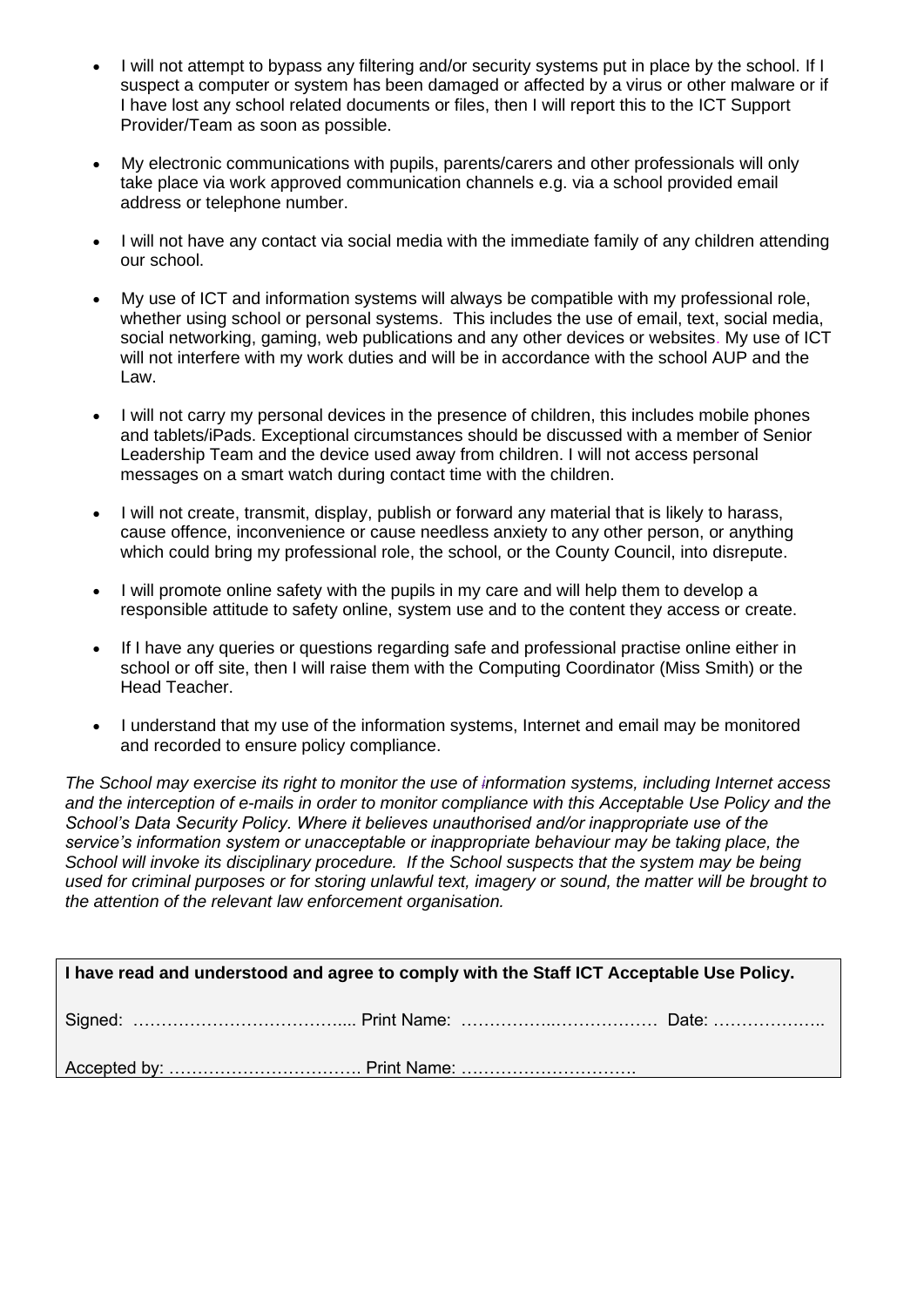- I will not attempt to bypass any filtering and/or security systems put in place by the school. If I suspect a computer or system has been damaged or affected by a virus or other malware or if I have lost any school related documents or files, then I will report this to the ICT Support Provider/Team as soon as possible.
- My electronic communications with pupils, parents/carers and other professionals will only take place via work approved communication channels e.g. via a school provided email address or telephone number.
- I will not have any contact via social media with the immediate family of any children attending our school.
- My use of ICT and information systems will always be compatible with my professional role, whether using school or personal systems. This includes the use of email, text, social media, social networking, gaming, web publications and any other devices or websites. My use of ICT will not interfere with my work duties and will be in accordance with the school AUP and the Law.
- I will not carry my personal devices in the presence of children, this includes mobile phones and tablets/iPads. Exceptional circumstances should be discussed with a member of Senior Leadership Team and the device used away from children. I will not access personal messages on a smart watch during contact time with the children.
- I will not create, transmit, display, publish or forward any material that is likely to harass, cause offence, inconvenience or cause needless anxiety to any other person, or anything which could bring my professional role, the school, or the County Council, into disrepute.
- I will promote online safety with the pupils in my care and will help them to develop a responsible attitude to safety online, system use and to the content they access or create.
- If I have any queries or questions regarding safe and professional practise online either in school or off site, then I will raise them with the Computing Coordinator (Miss Smith) or the Head Teacher.
- I understand that my use of the information systems, Internet and email may be monitored and recorded to ensure policy compliance.

*The School may exercise its right to monitor the use of information systems, including Internet access and the interception of e-mails in order to monitor compliance with this Acceptable Use Policy and the School's Data Security Policy. Where it believes unauthorised and/or inappropriate use of the service's information system or unacceptable or inappropriate behaviour may be taking place, the School will invoke its disciplinary procedure. If the School suspects that the system may be being used for criminal purposes or for storing unlawful text, imagery or sound, the matter will be brought to the attention of the relevant law enforcement organisation.*

**I have read and understood and agree to comply with the Staff ICT Acceptable Use Policy.**

Signed: ……………………………….... Print Name: ……………..……………… Date: ………………..

Accepted by: ……………………………. Print Name: ………………………….